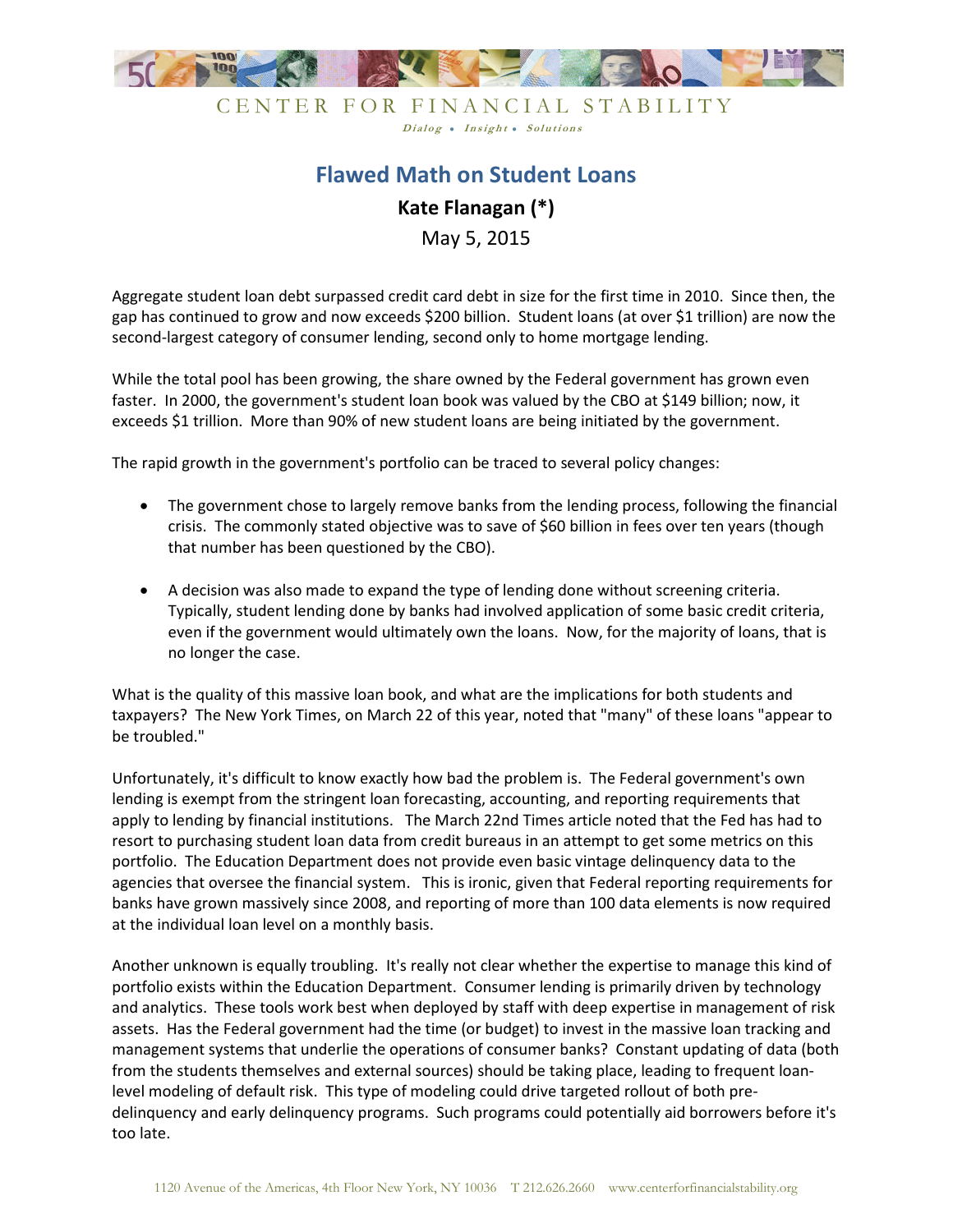CENTER FOR FINANCIAL STABILITY

*Dialog • Insight • Solutions*

# Flawed Math on Student Loans

**Kate Flanagan (*)**

May 5, 2015

Aggregate student loan debt surpassed credit card debt in size for the first time in 2010. Since then, the gap has continued to grow and now exceeds $200 billion. Student loans (at over $1 trillion) are now the second-largest category of consumer lending, second only to home mortgage lending.

While the total pool has been growing, the share owned by the Federal government has grown even faster. In 2000, the government's student loan book was valued by the CBO at $149 billion; now, it exceeds $1 trillion. More than 90% of new student loans are being initiated by the government.

The rapid growth in the government's portfolio can be traced to several policy changes:

- The government chose to largely remove banks from the lending process, following the financial crisis. The commonly stated objective was to save of $60 billion in fees over ten years (though that number has been questioned by the CBO).

- A decision was also made to expand the type of lending done without screening criteria. Typically, student lending done by banks had involved application of some basic credit criteria, even if the government would ultimately own the loans. Now, for the majority of loans, that is no longer the case.

What is the quality of this massive loan book, and what are the implications for both students and taxpayers? The New York Times, on March 22 of this year, noted that "many" of these loans "appear to be troubled."

Unfortunately, it's difficult to know exactly how bad the problem is. The Federal government's own lending is exempt from the stringent loan forecasting, accounting, and reporting requirements that apply to lending by financial institutions. The March 22nd Times article noted that the Fed has had to resort to purchasing student loan data from credit bureaus in an attempt to get some metrics on this portfolio. The Education Department does not provide even basic vintage delinquency data to the agencies that oversee the financial system. This is ironic, given that Federal reporting requirements for banks have grown massively since 2008, and reporting of more than 100 data elements is now required at the individual loan level on a monthly basis.

Another unknown is equally troubling. It's really not clear whether the expertise to manage this kind of portfolio exists within the Education Department. Consumer lending is primarily driven by technology and analytics. These tools work best when deployed by staff with deep expertise in management of risk assets. Has the Federal government had the time (or budget) to invest in the massive loan tracking and management systems that underlie the operations of consumer banks? Constant updating of data (both from the students themselves and external sources) should be taking place, leading to frequent loan-level modeling of default risk. This type of modeling could drive targeted rollout of both pre-delinquency and early delinquency programs. Such programs could potentially aid borrowers before it's too late.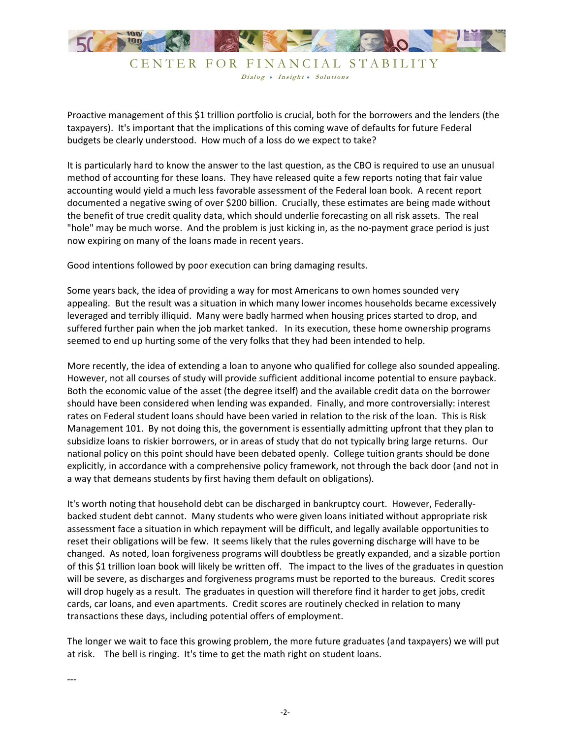Proactive management of this $1 trillion portfolio is crucial, both for the borrowers and the lenders (the taxpayers). It's important that the implications of this coming wave of defaults for future Federal budgets be clearly understood. How much of a loss do we expect to take?

It is particularly hard to know the answer to the last question, as the CBO is required to use an unusual method of accounting for these loans. They have released quite a few reports noting that fair value accounting would yield a much less favorable assessment of the Federal loan book. A recent report documented a negative swing of over $200 billion. Crucially, these estimates are being made without the benefit of true credit quality data, which should underlie forecasting on all risk assets. The real "hole" may be much worse. And the problem is just kicking in, as the no-payment grace period is just now expiring on many of the loans made in recent years.

Good intentions followed by poor execution can bring damaging results.

Some years back, the idea of providing a way for most Americans to own homes sounded very appealing. But the result was a situation in which many lower incomes households became excessively leveraged and terribly illiquid. Many were badly harmed when housing prices started to drop, and suffered further pain when the job market tanked. In its execution, these home ownership programs seemed to end up hurting some of the very folks that they had been intended to help.

More recently, the idea of extending a loan to anyone who qualified for college also sounded appealing. However, not all courses of study will provide sufficient additional income potential to ensure payback. Both the economic value of the asset (the degree itself) and the available credit data on the borrower should have been considered when lending was expanded. Finally, and more controversially: interest rates on Federal student loans should have been varied in relation to the risk of the loan. This is Risk Management 101. By not doing this, the government is essentially admitting upfront that they plan to subsidize loans to riskier borrowers, or in areas of study that do not typically bring large returns. Our national policy on this point should have been debated openly. College tuition grants should be done explicitly, in accordance with a comprehensive policy framework, not through the back door (and not in a way that demeans students by first having them default on obligations).

It's worth noting that household debt can be discharged in bankruptcy court. However, Federally-backed student debt cannot. Many students who were given loans initiated without appropriate risk assessment face a situation in which repayment will be difficult, and legally available opportunities to reset their obligations will be few. It seems likely that the rules governing discharge will have to be changed. As noted, loan forgiveness programs will doubtless be greatly expanded, and a sizable portion of this $1 trillion loan book will likely be written off. The impact to the lives of the graduates in question will be severe, as discharges and forgiveness programs must be reported to the bureaus. Credit scores will drop hugely as a result. The graduates in question will therefore find it harder to get jobs, credit cards, car loans, and even apartments. Credit scores are routinely checked in relation to many transactions these days, including potential offers of employment.

The longer we wait to face this growing problem, the more future graduates (and taxpayers) we will put at risk. The bell is ringing. It's time to get the math right on student loans.

---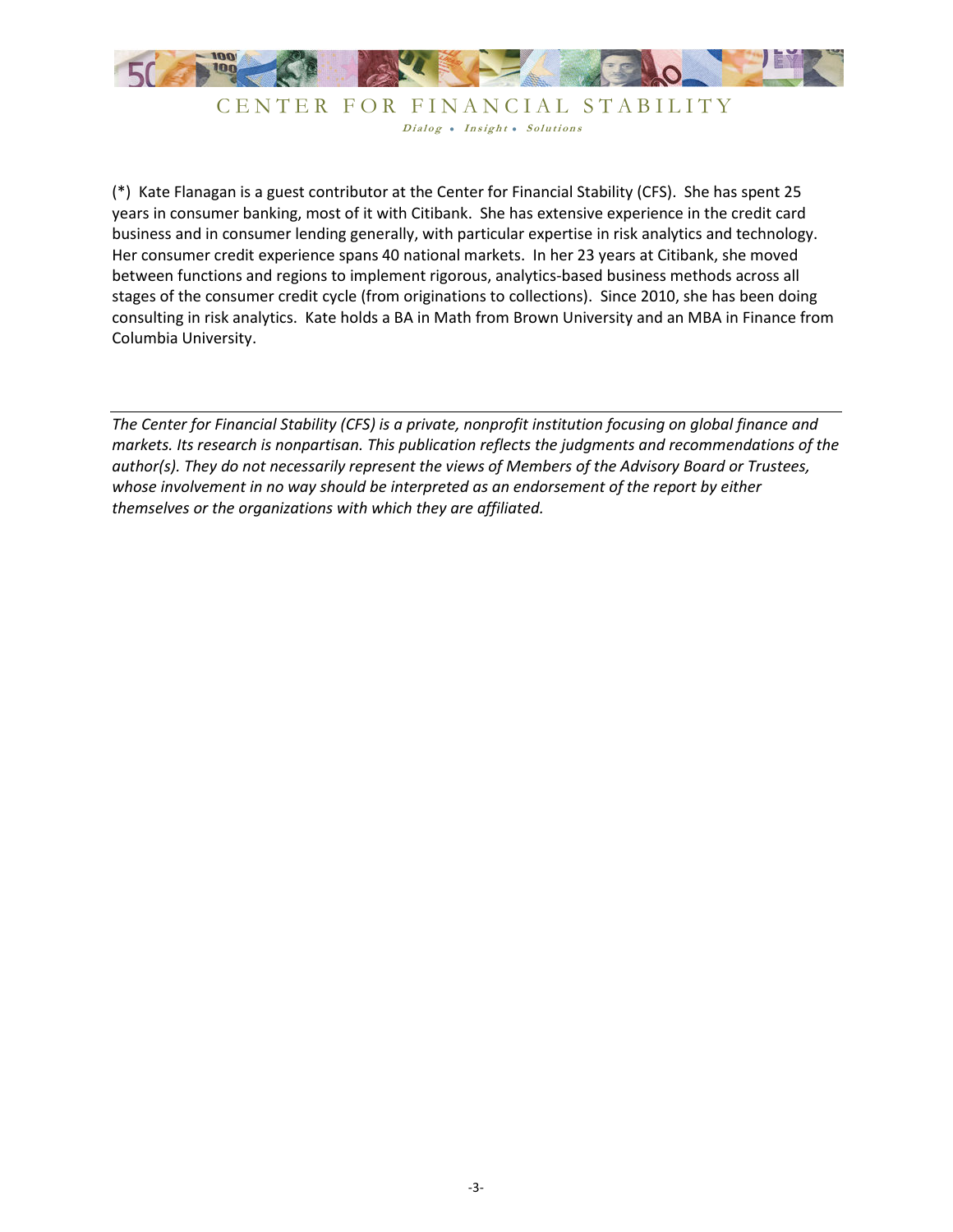(*) Kate Flanagan is a guest contributor at the Center for Financial Stability (CFS). She has spent 25 years in consumer banking, most of it with Citibank. She has extensive experience in the credit card business and in consumer lending generally, with particular expertise in risk analytics and technology. Her consumer credit experience spans 40 national markets. In her 23 years at Citibank, she moved between functions and regions to implement rigorous, analytics-based business methods across all stages of the consumer credit cycle (from originations to collections). Since 2010, she has been doing consulting in risk analytics. Kate holds a BA in Math from Brown University and an MBA in Finance from Columbia University.

---

*The Center for Financial Stability (CFS) is a private, nonprofit institution focusing on global finance and markets. Its research is nonpartisan. This publication reflects the judgments and recommendations of the author(s). They do not necessarily represent the views of Members of the Advisory Board or Trustees, whose involvement in no way should be interpreted as an endorsement of the report by either themselves or the organizations with which they are affiliated.*